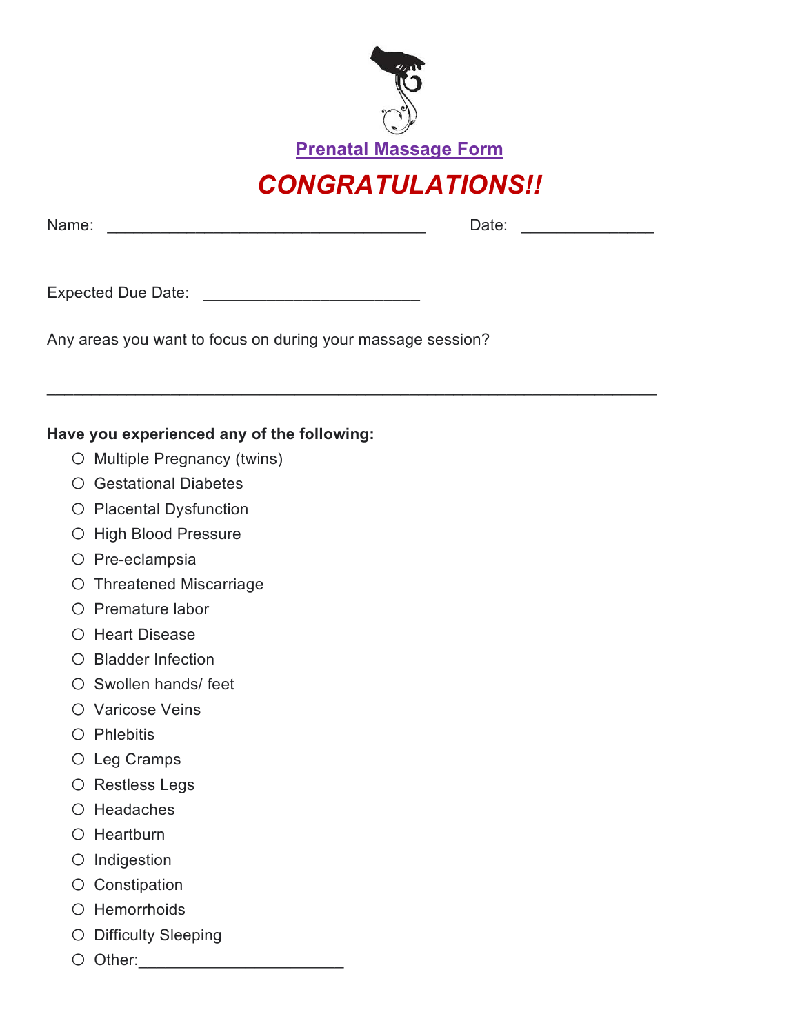# Prenatal Massage Form

## *CONGRATULATIONS!!*

Name: ____________________________________ Date: _______________

Expected Due Date: ________________________

Any areas you want to focus on during your massage session?

_____________________________________________________________________

**Have you experienced any of the following:**

- ○ Multiple Pregnancy (twins)
- ○ Gestational Diabetes
- ○ Placental Dysfunction
- ○ High Blood Pressure
- ○ Pre-eclampsia
- ○ Threatened Miscarriage
- ○ Premature labor
- ○ Heart Disease
- ○ Bladder Infection
- ○ Swollen hands/ feet
- ○ Varicose Veins
- ○ Phlebitis
- ○ Leg Cramps
- ○ Restless Legs
- ○ Headaches
- ○ Heartburn
- ○ Indigestion
- ○ Constipation
- ○ Hemorrhoids
- ○ Difficulty Sleeping
- ○ Other:_______________________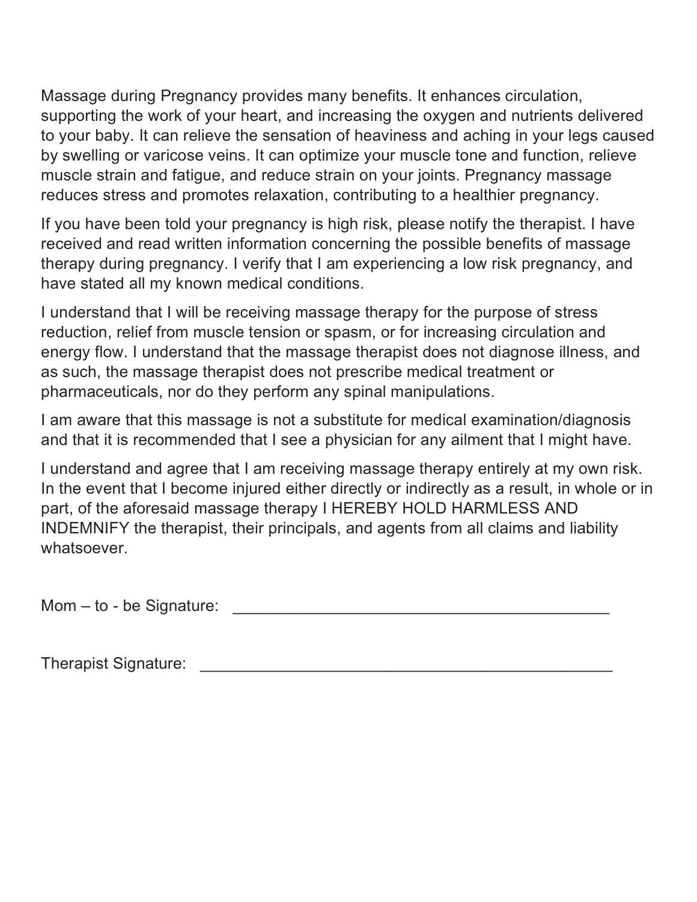Massage during Pregnancy provides many benefits. It enhances circulation, supporting the work of your heart, and increasing the oxygen and nutrients delivered to your baby. It can relieve the sensation of heaviness and aching in your legs caused by swelling or varicose veins. It can optimize your muscle tone and function, relieve muscle strain and fatigue, and reduce strain on your joints. Pregnancy massage reduces stress and promotes relaxation, contributing to a healthier pregnancy.

If you have been told your pregnancy is high risk, please notify the therapist. I have received and read written information concerning the possible benefits of massage therapy during pregnancy. I verify that I am experiencing a low risk pregnancy, and have stated all my known medical conditions.

I understand that I will be receiving massage therapy for the purpose of stress reduction, relief from muscle tension or spasm, or for increasing circulation and energy flow. I understand that the massage therapist does not diagnose illness, and as such, the massage therapist does not prescribe medical treatment or pharmaceuticals, nor do they perform any spinal manipulations.

I am aware that this massage is not a substitute for medical examination/diagnosis and that it is recommended that I see a physician for any ailment that I might have.

I understand and agree that I am receiving massage therapy entirely at my own risk. In the event that I become injured either directly or indirectly as a result, in whole or in part, of the aforesaid massage therapy I HEREBY HOLD HARMLESS AND INDEMNIFY the therapist, their principals, and agents from all claims and liability whatsoever.

Mom – to - be Signature: ___________________________________________

Therapist Signature: _______________________________________________